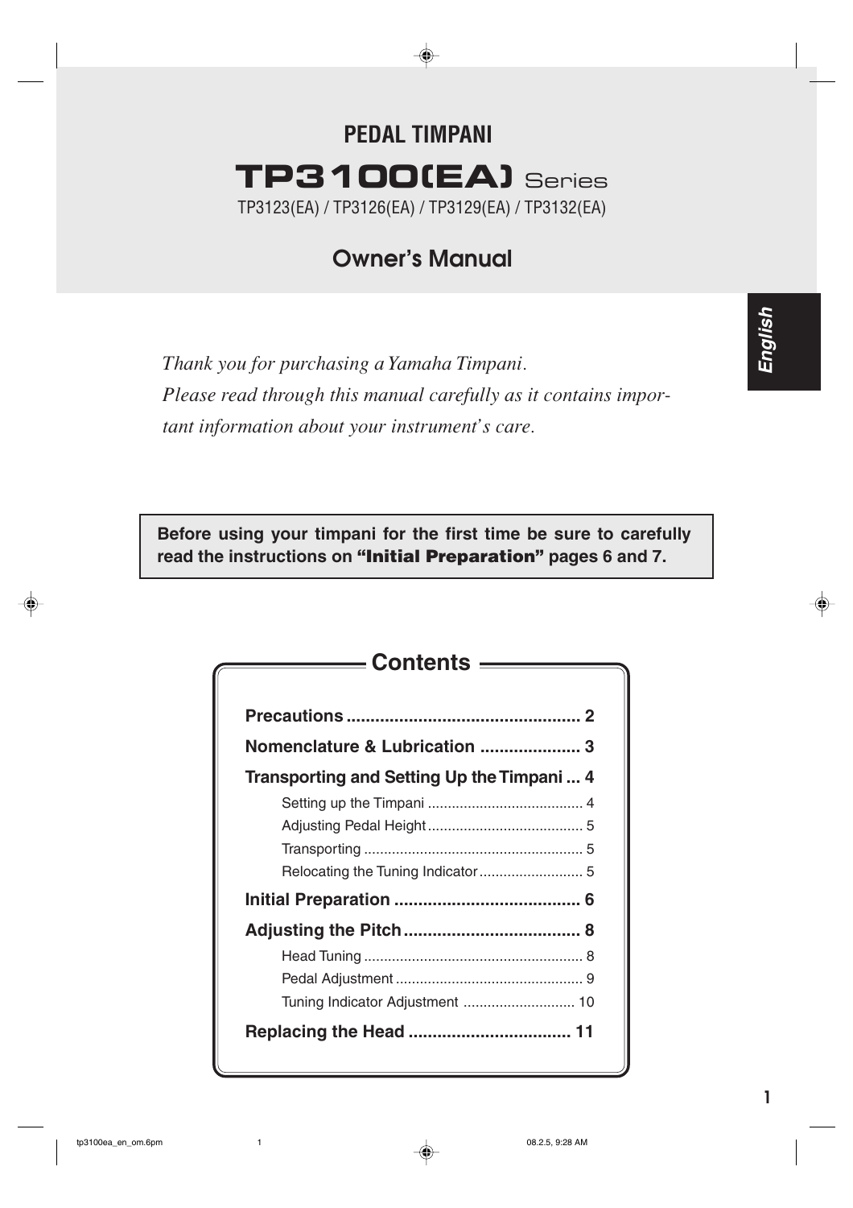## PEDAL TIMPANI

# TP3100(EA) Series

TP3123(EA) / TP3126(EA) / TP3129(EA) / TP3132(EA)

## Owner's Manual

English

*Thank you for purchasing a Yamaha Timpani.*
*Please read through this manual carefully as it contains important information about your instrument's care.*

**Before using your timpani for the first time be sure to carefully read the instructions on "Initial Preparation" pages 6 and 7.**

## Contents

**Precautions** ................................................ **2**

**Nomenclature & Lubrication** .................... **3**

**Transporting and Setting Up the Timpani** ... **4**

- Setting up the Timpani ...................................... 4
- Adjusting Pedal Height ...................................... 5
- Transporting ...................................................... 5
- Relocating the Tuning Indicator .......................... 5

**Initial Preparation** ...................................... **6**

**Adjusting the Pitch** .................................... **8**

- Head Tuning ...................................................... 8
- Pedal Adjustment .............................................. 9
- Tuning Indicator Adjustment ............................ 10

**Replacing the Head** ................................. **11**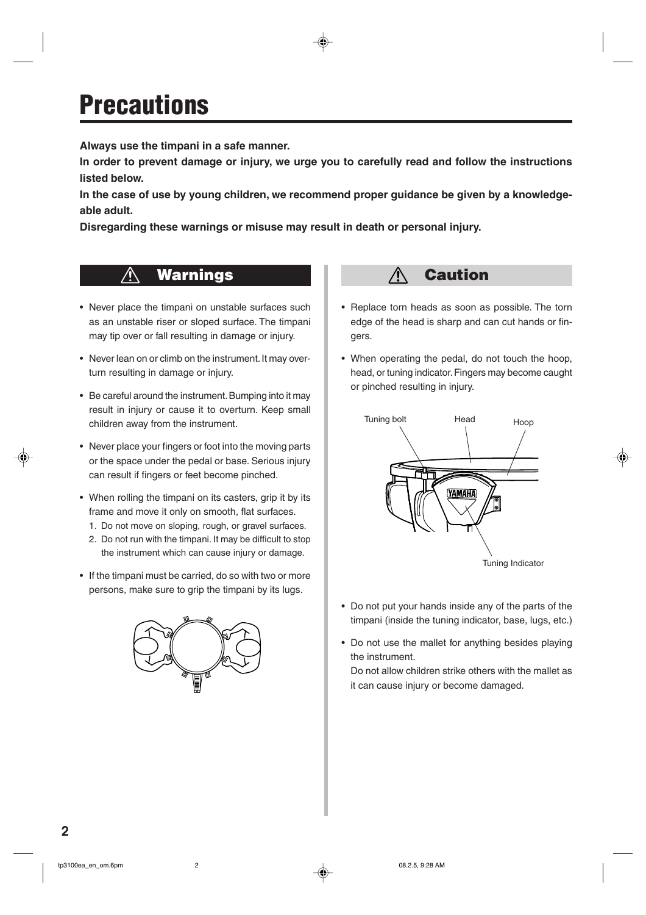# Precautions

**Always use the timpani in a safe manner.**

**In order to prevent damage or injury, we urge you to carefully read and follow the instructions listed below.**

**In the case of use by young children, we recommend proper guidance be given by a knowledgeable adult.**

**Disregarding these warnings or misuse may result in death or personal injury.**

## ⚠ Warnings

- Never place the timpani on unstable surfaces such as an unstable riser or sloped surface. The timpani may tip over or fall resulting in damage or injury.
- Never lean on or climb on the instrument. It may overturn resulting in damage or injury.
- Be careful around the instrument. Bumping into it may result in injury or cause it to overturn. Keep small children away from the instrument.
- Never place your fingers or foot into the moving parts or the space under the pedal or base. Serious injury can result if fingers or feet become pinched.
- When rolling the timpani on its casters, grip it by its frame and move it only on smooth, flat surfaces.
  1. Do not move on sloping, rough, or gravel surfaces.
  2. Do not run with the timpani. It may be difficult to stop the instrument which can cause injury or damage.
- If the timpani must be carried, do so with two or more persons, make sure to grip the timpani by its lugs.

## ⚠ Caution

- Replace torn heads as soon as possible. The torn edge of the head is sharp and can cut hands or fingers.
- When operating the pedal, do not touch the hoop, head, or tuning indicator. Fingers may become caught or pinched resulting in injury.

Tuning bolt, Head, Hoop, Tuning Indicator

- Do not put your hands inside any of the parts of the timpani (inside the tuning indicator, base, lugs, etc.)
- Do not use the mallet for anything besides playing the instrument.
  Do not allow children strike others with the mallet as it can cause injury or become damaged.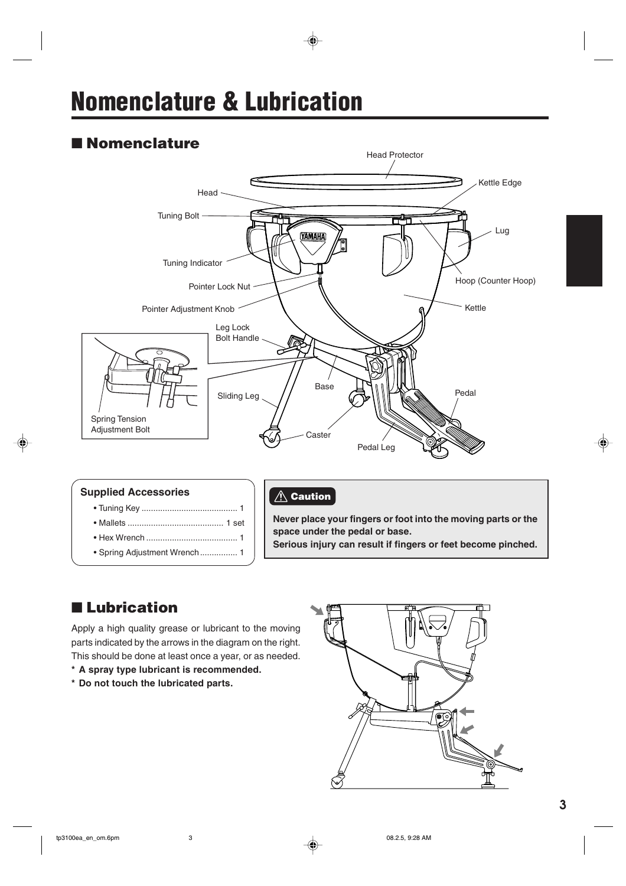# Nomenclature & Lubrication

## ■ Nomenclature

Head Protector

Kettle Edge

Head

Tuning Bolt

Lug

Tuning Indicator

Hoop (Counter Hoop)

Pointer Lock Nut

Pointer Adjustment Knob

Kettle

Leg Lock Bolt Handle

Base

Pedal

Sliding Leg

Spring Tension Adjustment Bolt

Caster

Pedal Leg

### Supplied Accessories

- Tuning Key ......................................... 1
- Mallets ......................................... 1 set
- Hex Wrench ....................................... 1
- Spring Adjustment Wrench................ 1

> ⚠ **Caution**
>
> **Never place your fingers or foot into the moving parts or the space under the pedal or base.**
> **Serious injury can result if fingers or feet become pinched.**

## ■ Lubrication

Apply a high quality grease or lubricant to the moving parts indicated by the arrows in the diagram on the right. This should be done at least once a year, or as needed.

**\* A spray type lubricant is recommended.**

**\* Do not touch the lubricated parts.**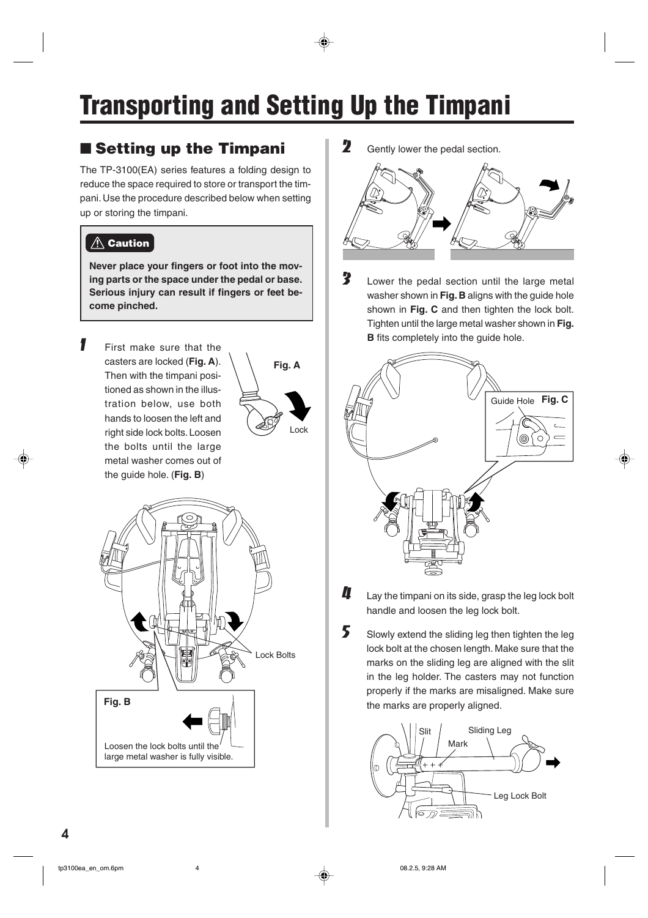# Transporting and Setting Up the Timpani

## ■ Setting up the Timpani

The TP-3100(EA) series features a folding design to reduce the space required to store or transport the timpani. Use the procedure described below when setting up or storing the timpani.

> **⚠ Caution**
>
> **Never place your fingers or foot into the moving parts or the space under the pedal or base. Serious injury can result if fingers or feet become pinched.**

**1** First make sure that the casters are locked (**Fig. A**). Then with the timpani positioned as shown in the illustration below, use both hands to loosen the left and right side lock bolts. Loosen the bolts until the large metal washer comes out of the guide hole. (**Fig. B**)

Fig. A

Lock

Lock Bolts

Fig. B

Loosen the lock bolts until the large metal washer is fully visible.

**2** Gently lower the pedal section.

**3** Lower the pedal section until the large metal washer shown in **Fig. B** aligns with the guide hole shown in **Fig. C** and then tighten the lock bolt. Tighten until the large metal washer shown in **Fig. B** fits completely into the guide hole.

Guide Hole Fig. C

**4** Lay the timpani on its side, grasp the leg lock bolt handle and loosen the leg lock bolt.

**5** Slowly extend the sliding leg then tighten the leg lock bolt at the chosen length. Make sure that the marks on the sliding leg are aligned with the slit in the leg holder. The casters may not function properly if the marks are misaligned. Make sure the marks are properly aligned.

Slit Sliding Leg Mark Leg Lock Bolt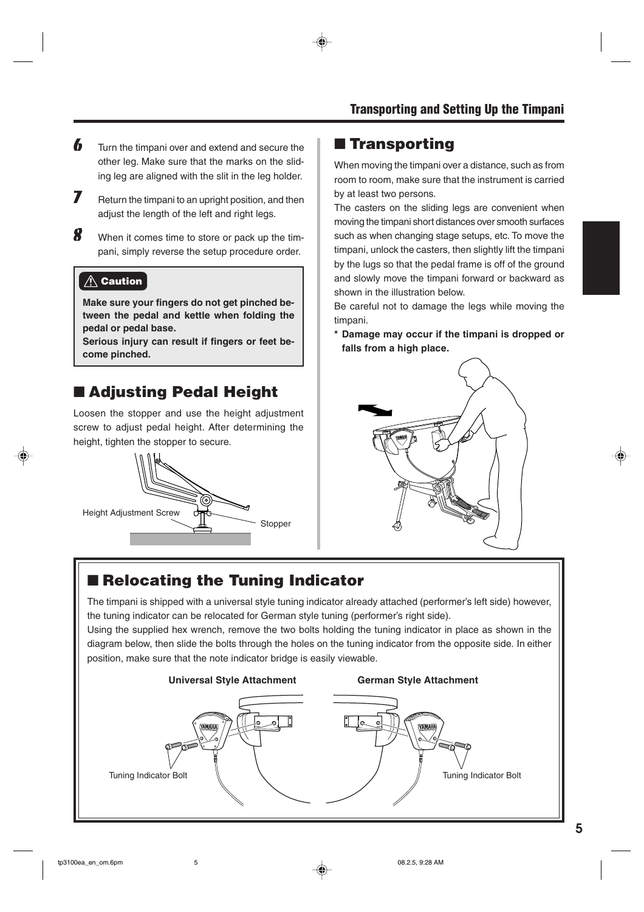6. Turn the timpani over and extend and secure the other leg. Make sure that the marks on the sliding leg are aligned with the slit in the leg holder.

7. Return the timpani to an upright position, and then adjust the length of the left and right legs.

8. When it comes time to store or pack up the timpani, simply reverse the setup procedure order.

> **⚠ Caution**
>
> **Make sure your fingers do not get pinched between the pedal and kettle when folding the pedal or pedal base.**
> **Serious injury can result if fingers or feet become pinched.**

## ■ Adjusting Pedal Height

Loosen the stopper and use the height adjustment screw to adjust pedal height. After determining the height, tighten the stopper to secure.

Height Adjustment Screw

Stopper

## ■ Transporting

When moving the timpani over a distance, such as from room to room, make sure that the instrument is carried by at least two persons.

The casters on the sliding legs are convenient when moving the timpani short distances over smooth surfaces such as when changing stage setups, etc. To move the timpani, unlock the casters, then slightly lift the timpani by the lugs so that the pedal frame is off of the ground and slowly move the timpani forward or backward as shown in the illustration below.

Be careful not to damage the legs while moving the timpani.

**\* Damage may occur if the timpani is dropped or falls from a high place.**

## ■ Relocating the Tuning Indicator

The timpani is shipped with a universal style tuning indicator already attached (performer's left side) however, the tuning indicator can be relocated for German style tuning (performer's right side).

Using the supplied hex wrench, remove the two bolts holding the tuning indicator in place as shown in the diagram below, then slide the bolts through the holes on the tuning indicator from the opposite side. In either position, make sure that the note indicator bridge is easily viewable.

**Universal Style Attachment**

Tuning Indicator Bolt

**German Style Attachment**

Tuning Indicator Bolt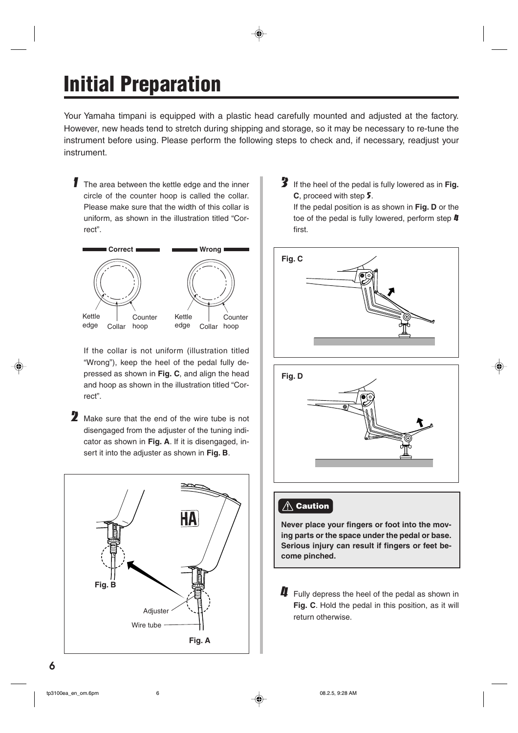# Initial Preparation

Your Yamaha timpani is equipped with a plastic head carefully mounted and adjusted at the factory. However, new heads tend to stretch during shipping and storage, so it may be necessary to re-tune the instrument before using. Please perform the following steps to check and, if necessary, readjust your instrument.

**1** The area between the kettle edge and the inner circle of the counter hoop is called the collar. Please make sure that the width of this collar is uniform, as shown in the illustration titled "Correct".

**Correct** — Kettle edge, Collar, Counter hoop

**Wrong** — Kettle edge, Collar, Counter hoop

If the collar is not uniform (illustration titled "Wrong"), keep the heel of the pedal fully depressed as shown in **Fig. C**, and align the head and hoop as shown in the illustration titled "Correct".

**2** Make sure that the end of the wire tube is not disengaged from the adjuster of the tuning indicator as shown in **Fig. A**. If it is disengaged, insert it into the adjuster as shown in **Fig. B**.

**Fig. B**

Adjuster

Wire tube

**Fig. A**

**3** If the heel of the pedal is fully lowered as in **Fig. C**, proceed with step **5**.

If the pedal position is as shown in **Fig. D** or the toe of the pedal is fully lowered, perform step **4** first.

**Fig. C**

**Fig. D**

> **⚠ Caution**
>
> **Never place your fingers or foot into the moving parts or the space under the pedal or base. Serious injury can result if fingers or feet become pinched.**

**4** Fully depress the heel of the pedal as shown in **Fig. C**. Hold the pedal in this position, as it will return otherwise.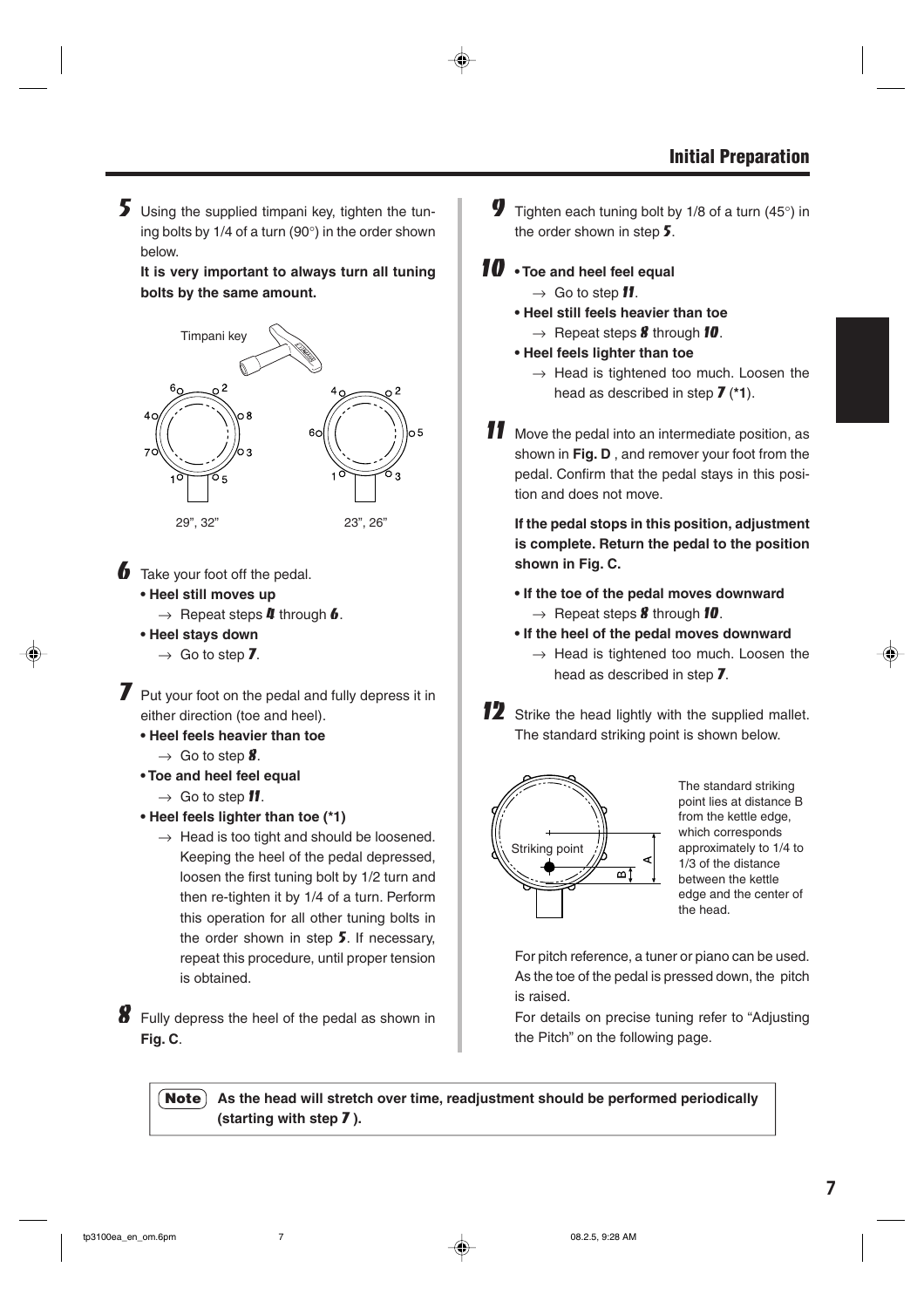## Initial Preparation

**5** Using the supplied timpani key, tighten the tuning bolts by 1/4 of a turn (90°) in the order shown below.

**It is very important to always turn all tuning bolts by the same amount.**

Timpani key

29", 32"

23", 26"

**6** Take your foot off the pedal.

- **Heel still moves up**
  → Repeat steps **4** through **6**.
- **Heel stays down**
  → Go to step **7**.

**7** Put your foot on the pedal and fully depress it in either direction (toe and heel).

- **Heel feels heavier than toe**
  → Go to step **8**.
- **Toe and heel feel equal**
  → Go to step **11**.
- **Heel feels lighter than toe (*1)**
  → Head is too tight and should be loosened. Keeping the heel of the pedal depressed, loosen the first tuning bolt by 1/2 turn and then re-tighten it by 1/4 of a turn. Perform this operation for all other tuning bolts in the order shown in step **5**. If necessary, repeat this procedure, until proper tension is obtained.

**8** Fully depress the heel of the pedal as shown in **Fig. C**.

**9** Tighten each tuning bolt by 1/8 of a turn (45°) in the order shown in step **5**.

**10**
- **Toe and heel feel equal**
  → Go to step **11**.
- **Heel still feels heavier than toe**
  → Repeat steps **8** through **10**.
- **Heel feels lighter than toe**
  → Head is tightened too much. Loosen the head as described in step **7** (***1**).

**11** Move the pedal into an intermediate position, as shown in **Fig. D** , and remover your foot from the pedal. Confirm that the pedal stays in this position and does not move.

**If the pedal stops in this position, adjustment is complete. Return the pedal to the position shown in Fig. C.**

- **If the toe of the pedal moves downward**
  → Repeat steps **8** through **10**.
- **If the heel of the pedal moves downward**
  → Head is tightened too much. Loosen the head as described in step **7**.

**12** Strike the head lightly with the supplied mallet. The standard striking point is shown below.

Striking point

The standard striking point lies at distance B from the kettle edge, which corresponds approximately to 1/4 to 1/3 of the distance between the kettle edge and the center of the head.

For pitch reference, a tuner or piano can be used. As the toe of the pedal is pressed down, the pitch is raised.

For details on precise tuning refer to "Adjusting the Pitch" on the following page.

**Note** **As the head will stretch over time, readjustment should be performed periodically (starting with step 7 ).**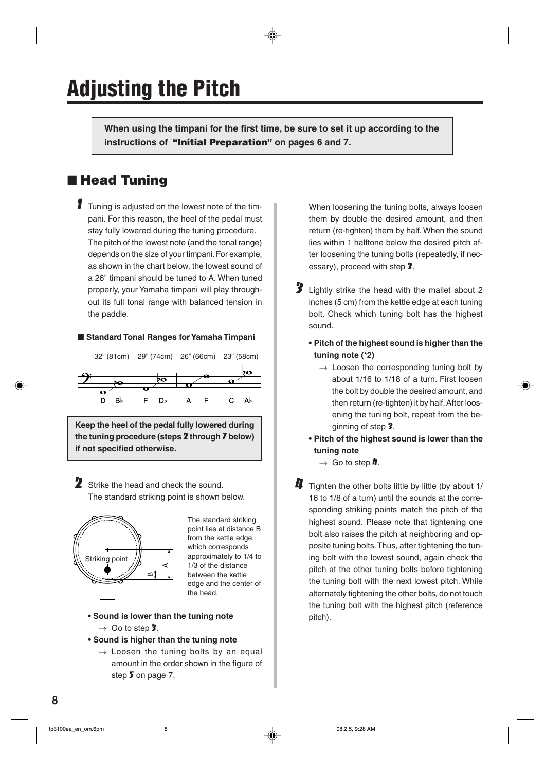# Adjusting the Pitch

**When using the timpani for the first time, be sure to set it up according to the instructions of "Initial Preparation" on pages 6 and 7.**

## ■ Head Tuning

**1** Tuning is adjusted on the lowest note of the timpani. For this reason, the heel of the pedal must stay fully lowered during the tuning procedure. The pitch of the lowest note (and the tonal range) depends on the size of your timpani. For example, as shown in the chart below, the lowest sound of a 26" timpani should be tuned to A. When tuned properly, your Yamaha timpani will play throughout its full tonal range with balanced tension in the paddle.

**■ Standard Tonal Ranges for Yamaha Timpani**

| 32" (81cm) | 29" (74cm) | 26" (66cm) | 23" (58cm) |
|---|---|---|---|
| D – B♭ | F – D♭ | A – F | C – A♭ |

**Keep the heel of the pedal fully lowered during the tuning procedure (steps 2 through 7 below) if not specified otherwise.**

**2** Strike the head and check the sound. The standard striking point is shown below.

Striking point

The standard striking point lies at distance B from the kettle edge, which corresponds approximately to 1/4 to 1/3 of the distance between the kettle edge and the center of the head.

- **Sound is lower than the tuning note**
  → Go to step **3**.
- **Sound is higher than the tuning note**
  → Loosen the tuning bolts by an equal amount in the order shown in the figure of step **5** on page 7.

When loosening the tuning bolts, always loosen them by double the desired amount, and then return (re-tighten) them by half. When the sound lies within 1 halftone below the desired pitch after loosening the tuning bolts (repeatedly, if necessary), proceed with step **3**.

**3** Lightly strike the head with the mallet about 2 inches (5 cm) from the kettle edge at each tuning bolt. Check which tuning bolt has the highest sound.

- **Pitch of the highest sound is higher than the tuning note (*2)**
  → Loosen the corresponding tuning bolt by about 1/16 to 1/18 of a turn. First loosen the bolt by double the desired amount, and then return (re-tighten) it by half. After loosening the tuning bolt, repeat from the beginning of step **3**.
- **Pitch of the highest sound is lower than the tuning note**
  → Go to step **4**.

**4** Tighten the other bolts little by little (by about 1/16 to 1/8 of a turn) until the sounds at the corresponding striking points match the pitch of the highest sound. Please note that tightening one bolt also raises the pitch at neighboring and opposite tuning bolts. Thus, after tightening the tuning bolt with the lowest sound, again check the pitch at the other tuning bolts before tightening the tuning bolt with the next lowest pitch. While alternately tightening the other bolts, do not touch the tuning bolt with the highest pitch (reference pitch).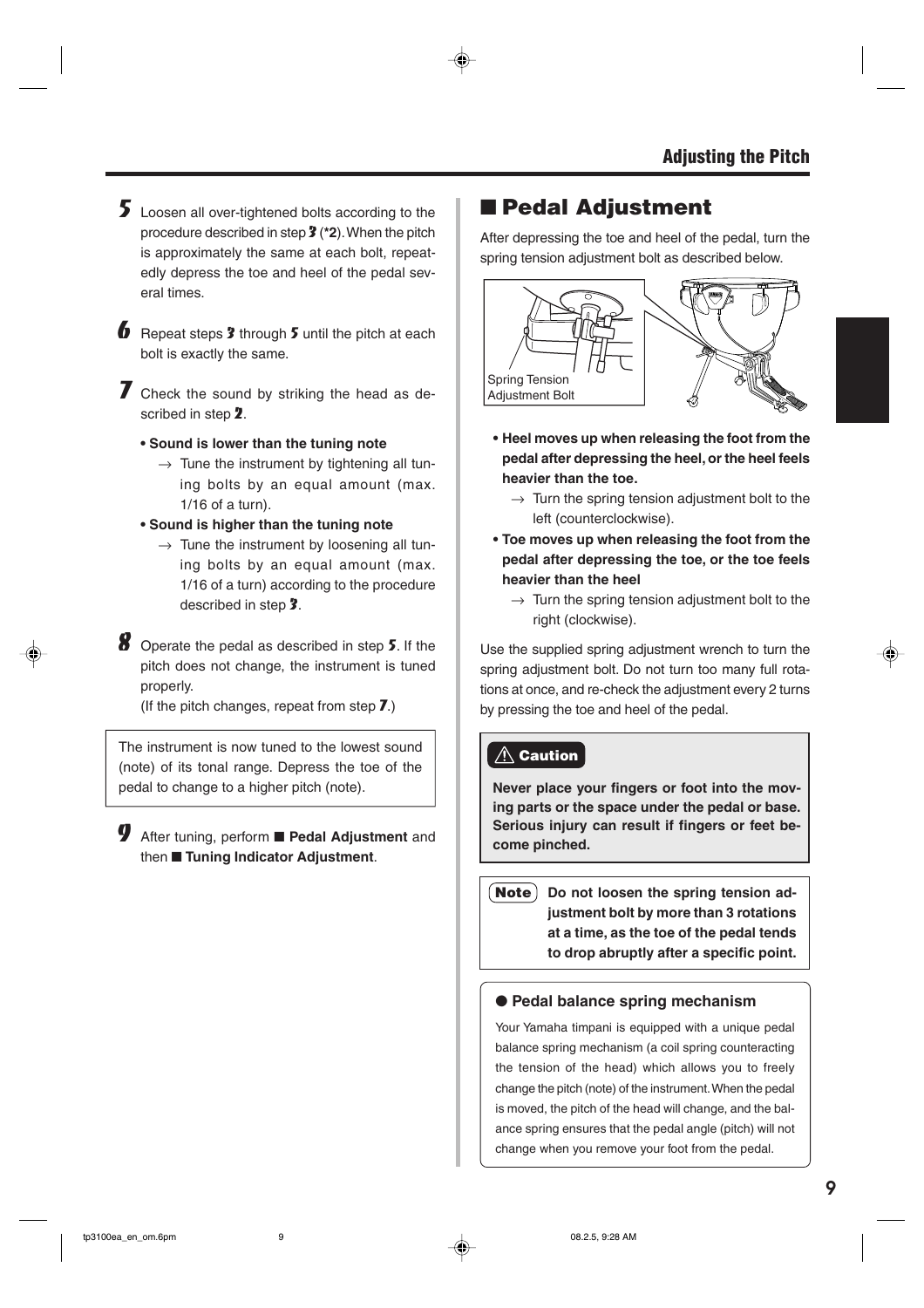**5** Loosen all over-tightened bolts according to the procedure described in step **3** (***2**). When the pitch is approximately the same at each bolt, repeatedly depress the toe and heel of the pedal several times.

**6** Repeat steps **3** through **5** until the pitch at each bolt is exactly the same.

**7** Check the sound by striking the head as described in step **2**.

- **Sound is lower than the tuning note**
  → Tune the instrument by tightening all tuning bolts by an equal amount (max. 1/16 of a turn).
- **Sound is higher than the tuning note**
  → Tune the instrument by loosening all tuning bolts by an equal amount (max. 1/16 of a turn) according to the procedure described in step **3**.

**8** Operate the pedal as described in step **5**. If the pitch does not change, the instrument is tuned properly.
(If the pitch changes, repeat from step **7**.)

> The instrument is now tuned to the lowest sound (note) of its tonal range. Depress the toe of the pedal to change to a higher pitch (note).

**9** After tuning, perform ■ **Pedal Adjustment** and then ■ **Tuning Indicator Adjustment**.

## ■ Pedal Adjustment

After depressing the toe and heel of the pedal, turn the spring tension adjustment bolt as described below.

Spring Tension Adjustment Bolt

- **Heel moves up when releasing the foot from the pedal after depressing the heel, or the heel feels heavier than the toe.**
  → Turn the spring tension adjustment bolt to the left (counterclockwise).
- **Toe moves up when releasing the foot from the pedal after depressing the toe, or the toe feels heavier than the heel**
  → Turn the spring tension adjustment bolt to the right (clockwise).

Use the supplied spring adjustment wrench to turn the spring adjustment bolt. Do not turn too many full rotations at once, and re-check the adjustment every 2 turns by pressing the toe and heel of the pedal.

> ⚠ **Caution**
>
> **Never place your fingers or foot into the moving parts or the space under the pedal or base. Serious injury can result if fingers or feet become pinched.**

> **Note** **Do not loosen the spring tension adjustment bolt by more than 3 rotations at a time, as the toe of the pedal tends to drop abruptly after a specific point.**

> **● Pedal balance spring mechanism**
>
> Your Yamaha timpani is equipped with a unique pedal balance spring mechanism (a coil spring counteracting the tension of the head) which allows you to freely change the pitch (note) of the instrument. When the pedal is moved, the pitch of the head will change, and the balance spring ensures that the pedal angle (pitch) will not change when you remove your foot from the pedal.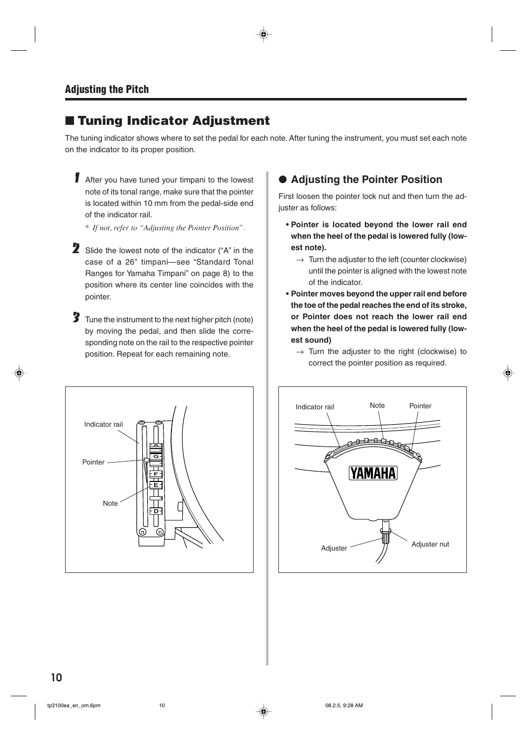## Adjusting the Pitch

### ■ Tuning Indicator Adjustment

The tuning indicator shows where to set the pedal for each note. After tuning the instrument, you must set each note on the indicator to its proper position.

1. After you have tuned your timpani to the lowest note of its tonal range, make sure that the pointer is located within 10 mm from the pedal-side end of the indicator rail.

   * *If not, refer to "Adjusting the Pointer Position".*

2. Slide the lowest note of the indicator ("A" in the case of a 26" timpani—see "Standard Tonal Ranges for Yamaha Timpani" on page 8) to the position where its center line coincides with the pointer.

3. Tune the instrument to the next higher pitch (note) by moving the pedal, and then slide the corresponding note on the rail to the respective pointer position. Repeat for each remaining note.

Indicator rail

Pointer

Note

#### ● Adjusting the Pointer Position

First loosen the pointer lock nut and then turn the adjuster as follows:

- **Pointer is located beyond the lower rail end when the heel of the pedal is lowered fully (lowest note).**
  → Turn the adjuster to the left (counter clockwise) until the pointer is aligned with the lowest note of the indicator.
- **Pointer moves beyond the upper rail end before the toe of the pedal reaches the end of its stroke, or Pointer does not reach the lower rail end when the heel of the pedal is lowered fully (lowest sound)**
  → Turn the adjuster to the right (clockwise) to correct the pointer position as required.

Indicator rail

Note

Pointer

Adjuster

Adjuster nut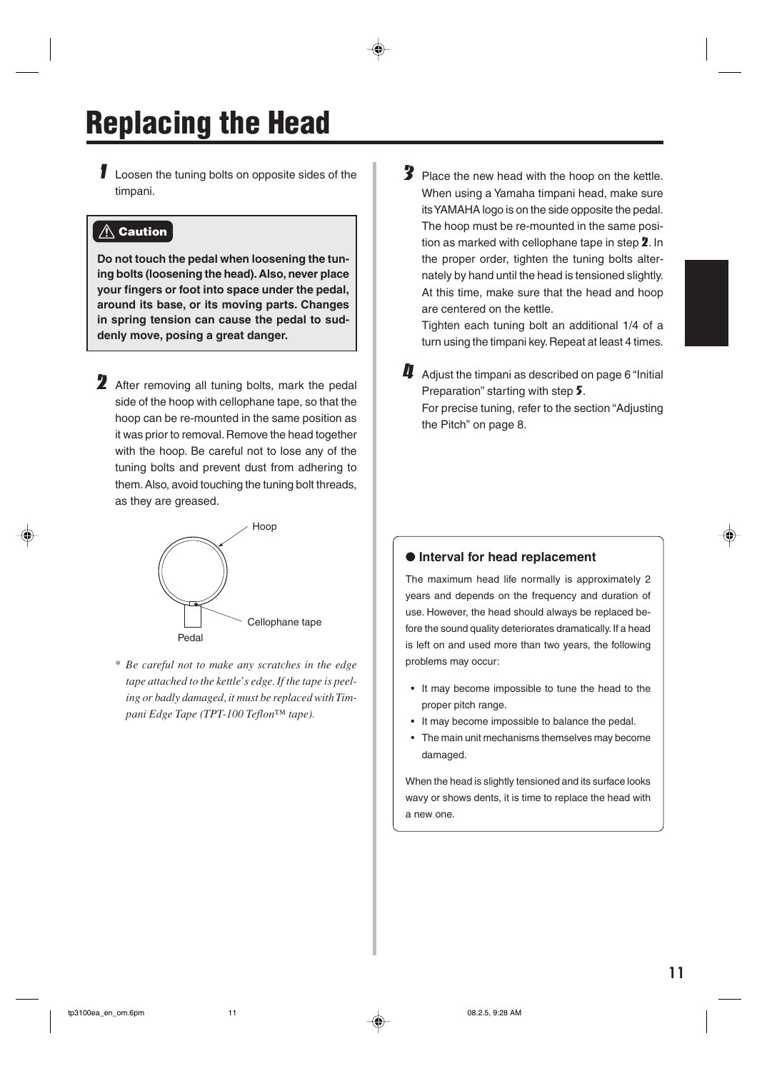# Replacing the Head

**1** Loosen the tuning bolts on opposite sides of the timpani.

> **⚠ Caution**
>
> **Do not touch the pedal when loosening the tuning bolts (loosening the head). Also, never place your fingers or foot into space under the pedal, around its base, or its moving parts. Changes in spring tension can cause the pedal to suddenly move, posing a great danger.**

**2** After removing all tuning bolts, mark the pedal side of the hoop with cellophane tape, so that the hoop can be re-mounted in the same position as it was prior to removal. Remove the head together with the hoop. Be careful not to lose any of the tuning bolts and prevent dust from adhering to them. Also, avoid touching the tuning bolt threads, as they are greased.

Hoop

Cellophane tape

Pedal

* *Be careful not to make any scratches in the edge tape attached to the kettle's edge. If the tape is peeling or badly damaged, it must be replaced with Timpani Edge Tape (TPT-100 Teflon™ tape).*

**3** Place the new head with the hoop on the kettle. When using a Yamaha timpani head, make sure its YAMAHA logo is on the side opposite the pedal. The hoop must be re-mounted in the same position as marked with cellophane tape in step **2**. In the proper order, tighten the tuning bolts alternately by hand until the head is tensioned slightly. At this time, make sure that the head and hoop are centered on the kettle.

Tighten each tuning bolt an additional 1/4 of a turn using the timpani key. Repeat at least 4 times.

**4** Adjust the timpani as described on page 6 "Initial Preparation" starting with step **5**.

For precise tuning, refer to the section "Adjusting the Pitch" on page 8.

### ● Interval for head replacement

The maximum head life normally is approximately 2 years and depends on the frequency and duration of use. However, the head should always be replaced before the sound quality deteriorates dramatically. If a head is left on and used more than two years, the following problems may occur:

- It may become impossible to tune the head to the proper pitch range.
- It may become impossible to balance the pedal.
- The main unit mechanisms themselves may become damaged.

When the head is slightly tensioned and its surface looks wavy or shows dents, it is time to replace the head with a new one.